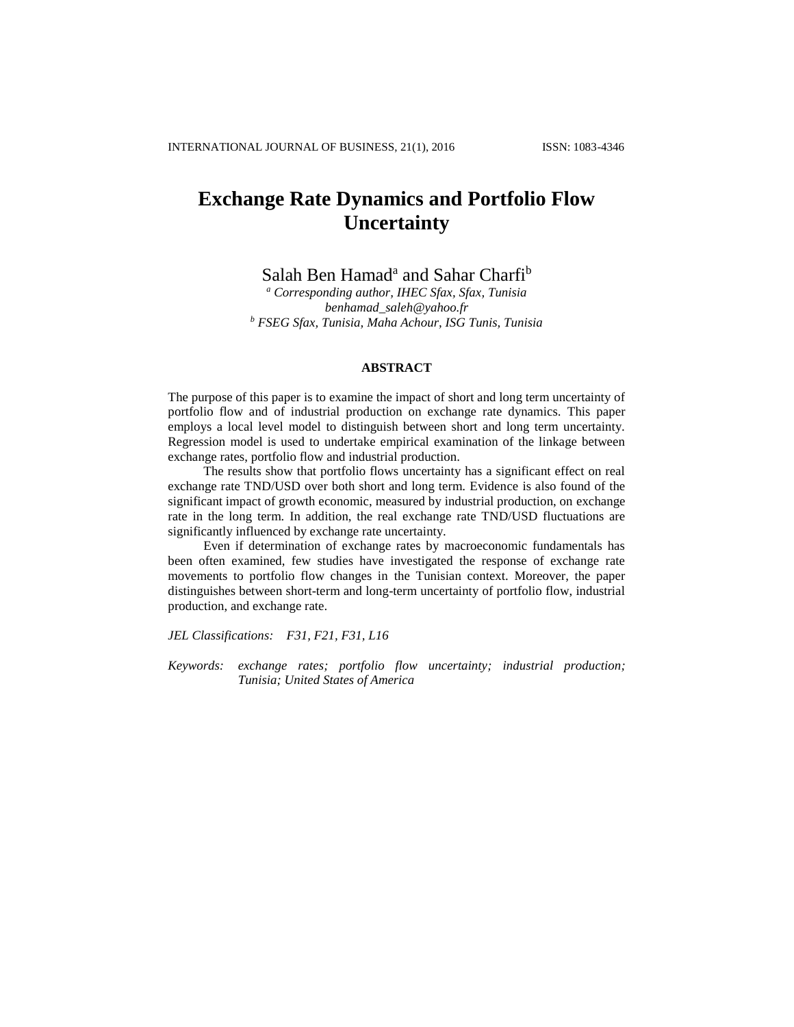# Exchange Rate Dynamics and Portfolio Flow Uncertainty

Salah Ben Hamad[a] and Sahar Charfi[b]

[a] *Corresponding author, IHEC Sfax, Sfax, Tunisia*
*benhamad_saleh@yahoo.fr*
[b] *FSEG Sfax, Tunisia, Maha Achour, ISG Tunis, Tunisia*

## ABSTRACT

The purpose of this paper is to examine the impact of short and long term uncertainty of portfolio flow and of industrial production on exchange rate dynamics. This paper employs a local level model to distinguish between short and long term uncertainty. Regression model is used to undertake empirical examination of the linkage between exchange rates, portfolio flow and industrial production.

The results show that portfolio flows uncertainty has a significant effect on real exchange rate TND/USD over both short and long term. Evidence is also found of the significant impact of growth economic, measured by industrial production, on exchange rate in the long term. In addition, the real exchange rate TND/USD fluctuations are significantly influenced by exchange rate uncertainty.

Even if determination of exchange rates by macroeconomic fundamentals has been often examined, few studies have investigated the response of exchange rate movements to portfolio flow changes in the Tunisian context. Moreover, the paper distinguishes between short-term and long-term uncertainty of portfolio flow, industrial production, and exchange rate.

*JEL Classifications:* *F31, F21, F31, L16*

*Keywords:* *exchange rates; portfolio flow uncertainty; industrial production; Tunisia; United States of America*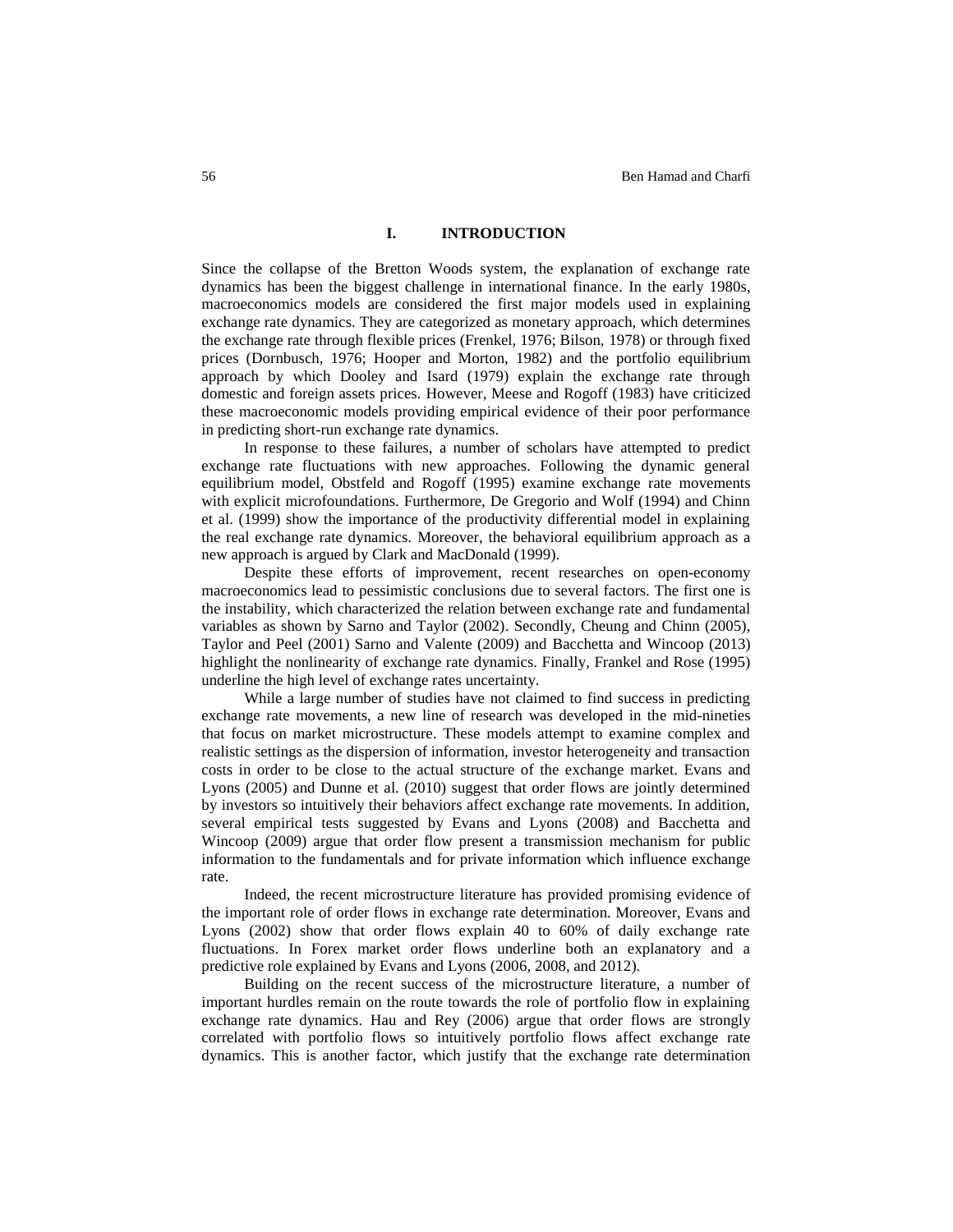## I. INTRODUCTION

Since the collapse of the Bretton Woods system, the explanation of exchange rate dynamics has been the biggest challenge in international finance. In the early 1980s, macroeconomics models are considered the first major models used in explaining exchange rate dynamics. They are categorized as monetary approach, which determines the exchange rate through flexible prices (Frenkel, 1976; Bilson, 1978) or through fixed prices (Dornbusch, 1976; Hooper and Morton, 1982) and the portfolio equilibrium approach by which Dooley and Isard (1979) explain the exchange rate through domestic and foreign assets prices. However, Meese and Rogoff (1983) have criticized these macroeconomic models providing empirical evidence of their poor performance in predicting short-run exchange rate dynamics.

In response to these failures, a number of scholars have attempted to predict exchange rate fluctuations with new approaches. Following the dynamic general equilibrium model, Obstfeld and Rogoff (1995) examine exchange rate movements with explicit microfoundations. Furthermore, De Gregorio and Wolf (1994) and Chinn et al. (1999) show the importance of the productivity differential model in explaining the real exchange rate dynamics. Moreover, the behavioral equilibrium approach as a new approach is argued by Clark and MacDonald (1999).

Despite these efforts of improvement, recent researches on open-economy macroeconomics lead to pessimistic conclusions due to several factors. The first one is the instability, which characterized the relation between exchange rate and fundamental variables as shown by Sarno and Taylor (2002). Secondly, Cheung and Chinn (2005), Taylor and Peel (2001) Sarno and Valente (2009) and Bacchetta and Wincoop (2013) highlight the nonlinearity of exchange rate dynamics. Finally, Frankel and Rose (1995) underline the high level of exchange rates uncertainty.

While a large number of studies have not claimed to find success in predicting exchange rate movements, a new line of research was developed in the mid-nineties that focus on market microstructure. These models attempt to examine complex and realistic settings as the dispersion of information, investor heterogeneity and transaction costs in order to be close to the actual structure of the exchange market. Evans and Lyons (2005) and Dunne et al. (2010) suggest that order flows are jointly determined by investors so intuitively their behaviors affect exchange rate movements. In addition, several empirical tests suggested by Evans and Lyons (2008) and Bacchetta and Wincoop (2009) argue that order flow present a transmission mechanism for public information to the fundamentals and for private information which influence exchange rate.

Indeed, the recent microstructure literature has provided promising evidence of the important role of order flows in exchange rate determination. Moreover, Evans and Lyons (2002) show that order flows explain 40 to 60% of daily exchange rate fluctuations. In Forex market order flows underline both an explanatory and a predictive role explained by Evans and Lyons (2006, 2008, and 2012).

Building on the recent success of the microstructure literature, a number of important hurdles remain on the route towards the role of portfolio flow in explaining exchange rate dynamics. Hau and Rey (2006) argue that order flows are strongly correlated with portfolio flows so intuitively portfolio flows affect exchange rate dynamics. This is another factor, which justify that the exchange rate determination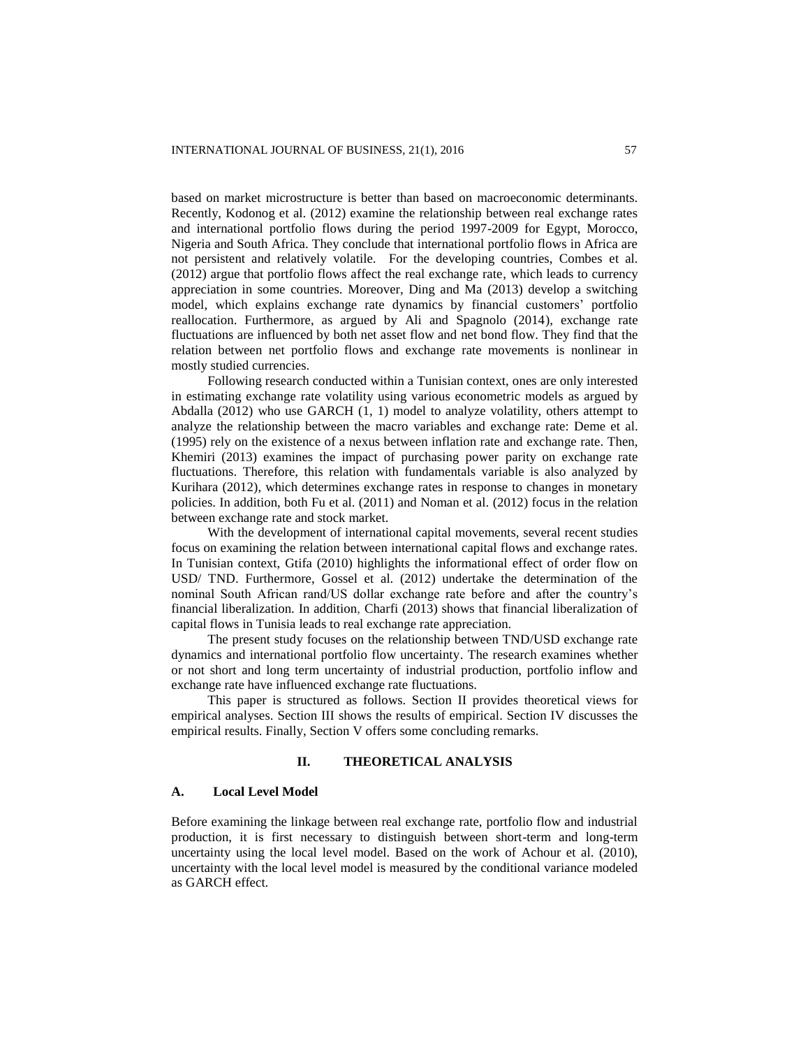based on market microstructure is better than based on macroeconomic determinants. Recently, Kodonog et al. (2012) examine the relationship between real exchange rates and international portfolio flows during the period 1997-2009 for Egypt, Morocco, Nigeria and South Africa. They conclude that international portfolio flows in Africa are not persistent and relatively volatile. For the developing countries, Combes et al. (2012) argue that portfolio flows affect the real exchange rate, which leads to currency appreciation in some countries. Moreover, Ding and Ma (2013) develop a switching model, which explains exchange rate dynamics by financial customers' portfolio reallocation. Furthermore, as argued by Ali and Spagnolo (2014), exchange rate fluctuations are influenced by both net asset flow and net bond flow. They find that the relation between net portfolio flows and exchange rate movements is nonlinear in mostly studied currencies.

Following research conducted within a Tunisian context, ones are only interested in estimating exchange rate volatility using various econometric models as argued by Abdalla (2012) who use GARCH (1, 1) model to analyze volatility, others attempt to analyze the relationship between the macro variables and exchange rate: Deme et al. (1995) rely on the existence of a nexus between inflation rate and exchange rate. Then, Khemiri (2013) examines the impact of purchasing power parity on exchange rate fluctuations. Therefore, this relation with fundamentals variable is also analyzed by Kurihara (2012), which determines exchange rates in response to changes in monetary policies. In addition, both Fu et al. (2011) and Noman et al. (2012) focus in the relation between exchange rate and stock market.

With the development of international capital movements, several recent studies focus on examining the relation between international capital flows and exchange rates. In Tunisian context, Gtifa (2010) highlights the informational effect of order flow on USD/ TND. Furthermore, Gossel et al. (2012) undertake the determination of the nominal South African rand/US dollar exchange rate before and after the country's financial liberalization. In addition, Charfi (2013) shows that financial liberalization of capital flows in Tunisia leads to real exchange rate appreciation.

The present study focuses on the relationship between TND/USD exchange rate dynamics and international portfolio flow uncertainty. The research examines whether or not short and long term uncertainty of industrial production, portfolio inflow and exchange rate have influenced exchange rate fluctuations.

This paper is structured as follows. Section II provides theoretical views for empirical analyses. Section III shows the results of empirical. Section IV discusses the empirical results. Finally, Section V offers some concluding remarks.

## II. THEORETICAL ANALYSIS

### A. Local Level Model

Before examining the linkage between real exchange rate, portfolio flow and industrial production, it is first necessary to distinguish between short-term and long-term uncertainty using the local level model. Based on the work of Achour et al. (2010), uncertainty with the local level model is measured by the conditional variance modeled as GARCH effect.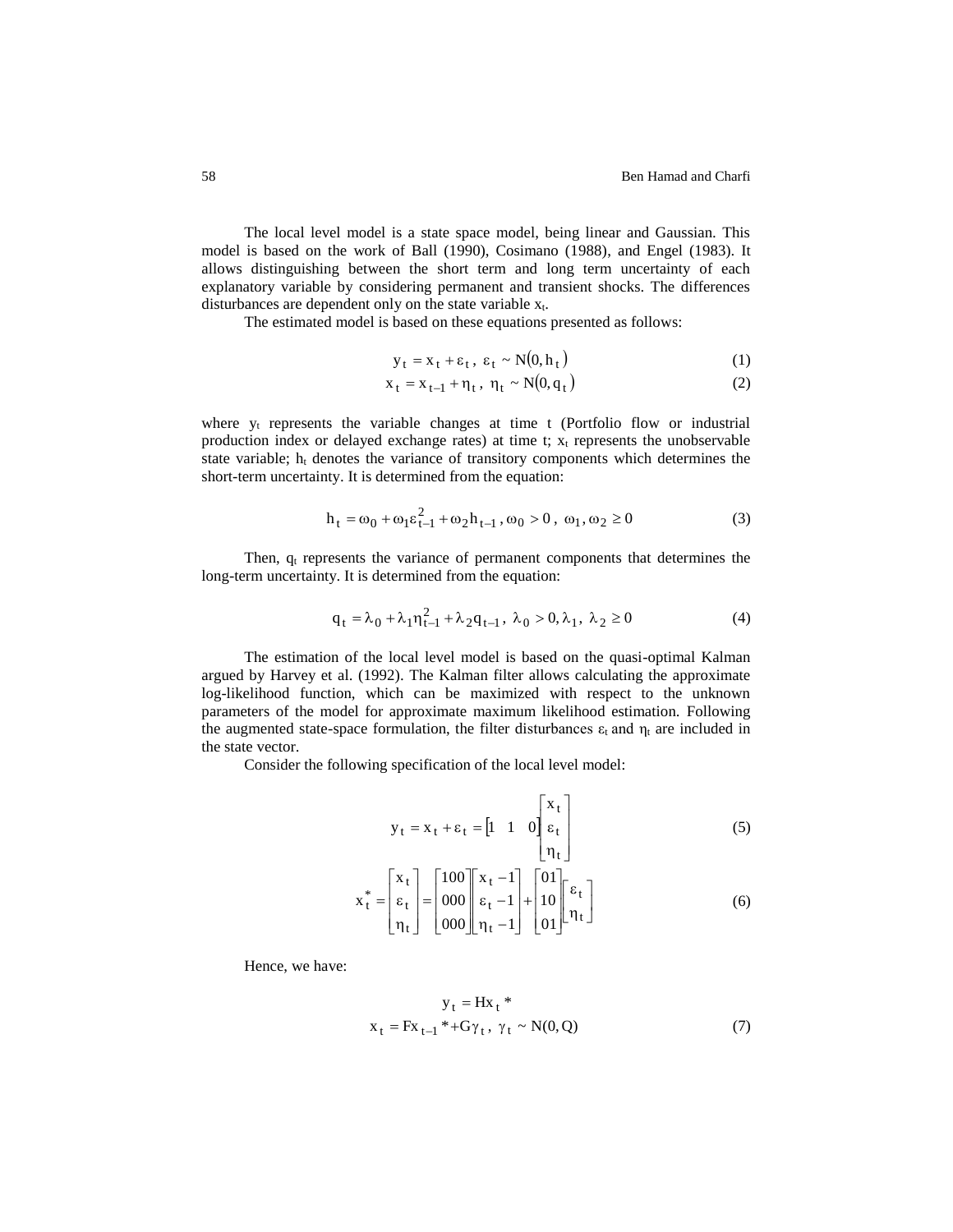The local level model is a state space model, being linear and Gaussian. This model is based on the work of Ball (1990), Cosimano (1988), and Engel (1983). It allows distinguishing between the short term and long term uncertainty of each explanatory variable by considering permanent and transient shocks. The differences disturbances are dependent only on the state variable $x_t$.

The estimated model is based on these equations presented as follows:

$$y_t = x_t + \varepsilon_t,\ \varepsilon_t \sim N(0, h_t) \tag{1}$$

$$x_t = x_{t-1} + \eta_t,\ \eta_t \sim N(0, q_t) \tag{2}$$

where $y_t$ represents the variable changes at time t (Portfolio flow or industrial production index or delayed exchange rates) at time t; $x_t$ represents the unobservable state variable; $h_t$ denotes the variance of transitory components which determines the short-term uncertainty. It is determined from the equation:

$$h_t = \omega_0 + \omega_1 \varepsilon_{t-1}^2 + \omega_2 h_{t-1},\ \omega_0 > 0,\ \omega_1, \omega_2 \geq 0 \tag{3}$$

Then, $q_t$ represents the variance of permanent components that determines the long-term uncertainty. It is determined from the equation:

$$q_t = \lambda_0 + \lambda_1 \eta_{t-1}^2 + \lambda_2 q_{t-1},\ \lambda_0 > 0, \lambda_1,\ \lambda_2 \geq 0 \tag{4}$$

The estimation of the local level model is based on the quasi-optimal Kalman argued by Harvey et al. (1992). The Kalman filter allows calculating the approximate log-likelihood function, which can be maximized with respect to the unknown parameters of the model for approximate maximum likelihood estimation. Following the augmented state-space formulation, the filter disturbances $\varepsilon_t$ and $\eta_t$ are included in the state vector.

Consider the following specification of the local level model:

$$y_t = x_t + \varepsilon_t = \begin{bmatrix} 1 & 1 & 0 \end{bmatrix} \begin{bmatrix} x_t \\ \varepsilon_t \\ \eta_t \end{bmatrix} \tag{5}$$

$$x_t^* = \begin{bmatrix} x_t \\ \varepsilon_t \\ \eta_t \end{bmatrix} = \begin{bmatrix} 100 \\ 000 \\ 000 \end{bmatrix} \begin{bmatrix} x_t - 1 \\ \varepsilon_t - 1 \\ \eta_t - 1 \end{bmatrix} + \begin{bmatrix} 01 \\ 10 \\ 01 \end{bmatrix} \begin{bmatrix} \varepsilon_t \\ \eta_t \end{bmatrix} \tag{6}$$

Hence, we have:

$$y_t = Hx_t^*$$

$$x_t = Fx_{t-1}^* + G\gamma_t,\ \gamma_t \sim N(0, Q) \tag{7}$$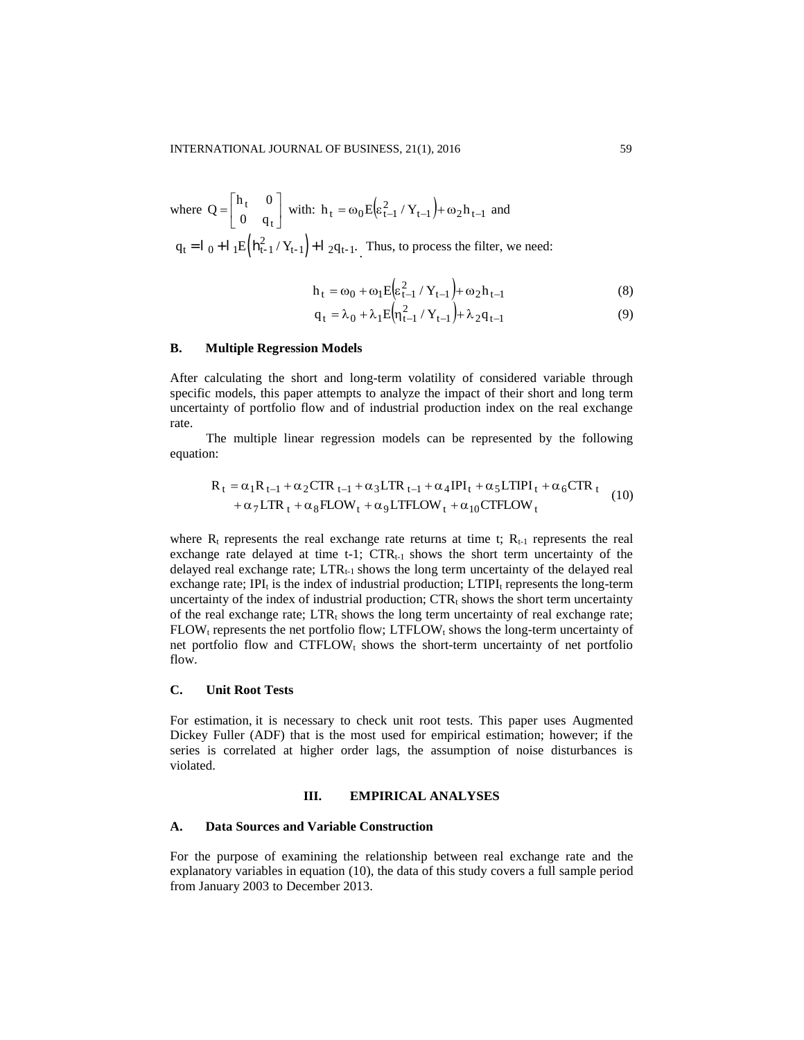where $Q = \begin{bmatrix} h_t & 0 \\ 0 & q_t \end{bmatrix}$ with: $h_t = \omega_0 E\left(\varepsilon_{t-1}^2 / Y_{t-1}\right) + \omega_2 h_{t-1}$ and $q_t = \lambda_0 + \lambda_1 E\left(h_{t-1}^2 / Y_{t-1}\right) + \lambda_2 q_{t-1}$. Thus, to process the filter, we need:

$$h_t = \omega_0 + \omega_1 E\left(\varepsilon_{t-1}^2 / Y_{t-1}\right) + \omega_2 h_{t-1} \tag{8}$$

$$q_t = \lambda_0 + \lambda_1 E\left(\eta_{t-1}^2 / Y_{t-1}\right) + \lambda_2 q_{t-1} \tag{9}$$

### B. Multiple Regression Models

After calculating the short and long-term volatility of considered variable through specific models, this paper attempts to analyze the impact of their short and long term uncertainty of portfolio flow and of industrial production index on the real exchange rate.

The multiple linear regression models can be represented by the following equation:

$$\begin{aligned} R_t = {} & \alpha_1 R_{t-1} + \alpha_2 CTR_{t-1} + \alpha_3 LTR_{t-1} + \alpha_4 IPI_t + \alpha_5 LTIPI_t + \alpha_6 CTR_t \\ & + \alpha_7 LTR_t + \alpha_8 FLOW_t + \alpha_9 LTFLOW_t + \alpha_{10} CTFLOW_t \end{aligned} \tag{10}$$

where $R_t$ represents the real exchange rate returns at time t; $R_{t-1}$ represents the real exchange rate delayed at time t-1; $CTR_{t-1}$ shows the short term uncertainty of the delayed real exchange rate; $LTR_{t-1}$ shows the long term uncertainty of the delayed real exchange rate; $IPI_t$ is the index of industrial production; $LTIPI_t$ represents the long-term uncertainty of the index of industrial production; $CTR_t$ shows the short term uncertainty of the real exchange rate; $LTR_t$ shows the long term uncertainty of real exchange rate; $FLOW_t$ represents the net portfolio flow; $LTFLOW_t$ shows the long-term uncertainty of net portfolio flow and $CTFLOW_t$ shows the short-term uncertainty of net portfolio flow.

### C. Unit Root Tests

For estimation, it is necessary to check unit root tests. This paper uses Augmented Dickey Fuller (ADF) that is the most used for empirical estimation; however; if the series is correlated at higher order lags, the assumption of noise disturbances is violated.

## III. EMPIRICAL ANALYSES

### A. Data Sources and Variable Construction

For the purpose of examining the relationship between real exchange rate and the explanatory variables in equation (10), the data of this study covers a full sample period from January 2003 to December 2013.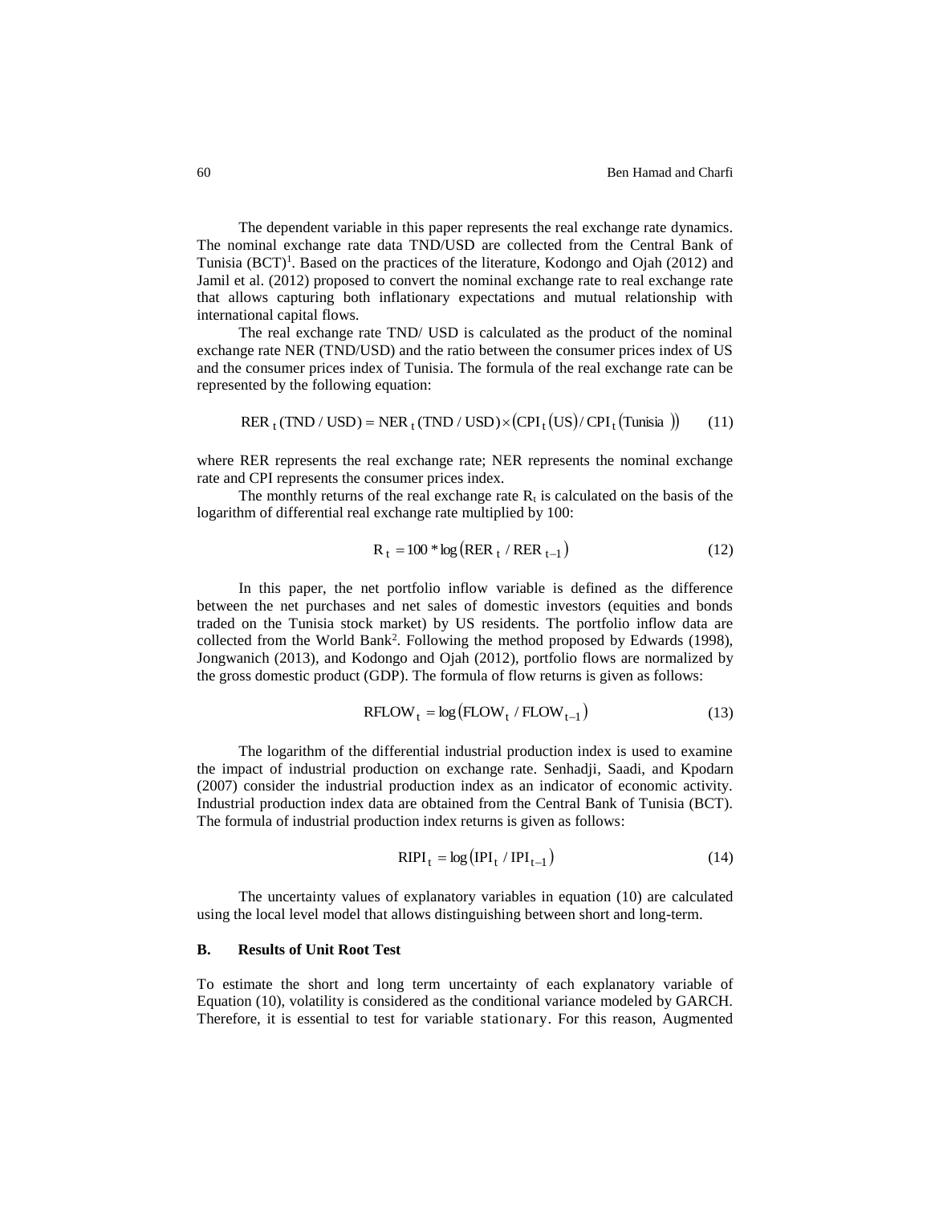The dependent variable in this paper represents the real exchange rate dynamics. The nominal exchange rate data TND/USD are collected from the Central Bank of Tunisia (BCT)[1]. Based on the practices of the literature, Kodongo and Ojah (2012) and Jamil et al. (2012) proposed to convert the nominal exchange rate to real exchange rate that allows capturing both inflationary expectations and mutual relationship with international capital flows.

The real exchange rate TND/ USD is calculated as the product of the nominal exchange rate NER (TND/USD) and the ratio between the consumer prices index of US and the consumer prices index of Tunisia. The formula of the real exchange rate can be represented by the following equation:

$$\text{RER}_t(\text{TND/USD}) = \text{NER}_t(\text{TND/USD}) \times \left(\text{CPI}_t(\text{US}) / \text{CPI}_t(\text{Tunisia})\right) \qquad (11)$$

where RER represents the real exchange rate; NER represents the nominal exchange rate and CPI represents the consumer prices index.

The monthly returns of the real exchange rate $R_t$ is calculated on the basis of the logarithm of differential real exchange rate multiplied by 100:

$$R_t = 100 * \log\left(\text{RER}_t / \text{RER}_{t-1}\right) \qquad (12)$$

In this paper, the net portfolio inflow variable is defined as the difference between the net purchases and net sales of domestic investors (equities and bonds traded on the Tunisia stock market) by US residents. The portfolio inflow data are collected from the World Bank[2]. Following the method proposed by Edwards (1998), Jongwanich (2013), and Kodongo and Ojah (2012), portfolio flows are normalized by the gross domestic product (GDP). The formula of flow returns is given as follows:

$$\text{RFLOW}_t = \log\left(\text{FLOW}_t / \text{FLOW}_{t-1}\right) \qquad (13)$$

The logarithm of the differential industrial production index is used to examine the impact of industrial production on exchange rate. Senhadji, Saadi, and Kpodarn (2007) consider the industrial production index as an indicator of economic activity. Industrial production index data are obtained from the Central Bank of Tunisia (BCT). The formula of industrial production index returns is given as follows:

$$\text{RIPI}_t = \log\left(\text{IPI}_t / \text{IPI}_{t-1}\right) \qquad (14)$$

The uncertainty values of explanatory variables in equation (10) are calculated using the local level model that allows distinguishing between short and long-term.

## B. Results of Unit Root Test

To estimate the short and long term uncertainty of each explanatory variable of Equation (10), volatility is considered as the conditional variance modeled by GARCH. Therefore, it is essential to test for variable stationary. For this reason, Augmented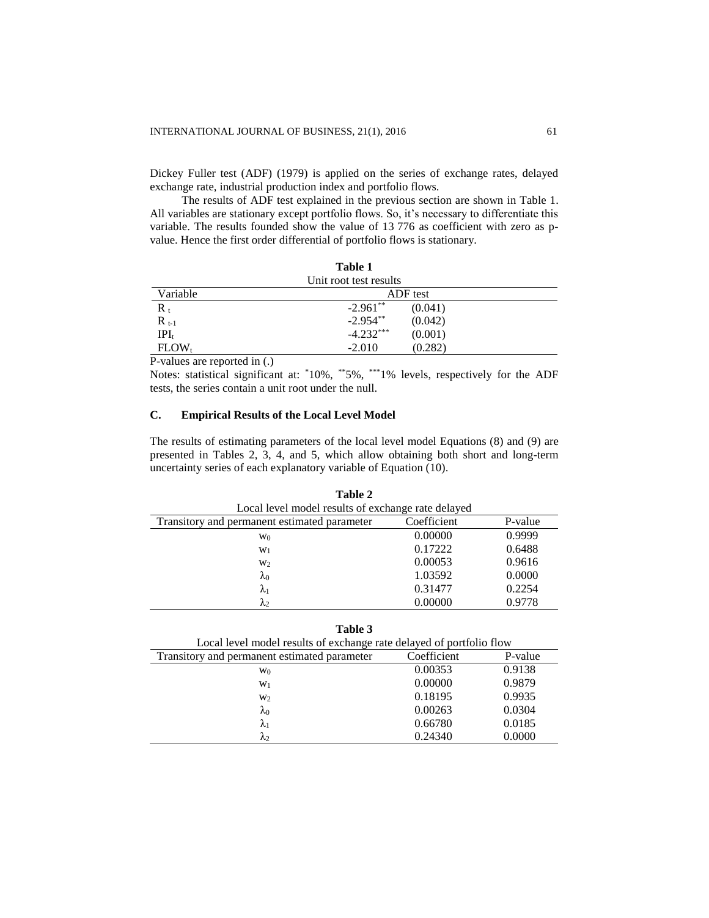Dickey Fuller test (ADF) (1979) is applied on the series of exchange rates, delayed exchange rate, industrial production index and portfolio flows.

The results of ADF test explained in the previous section are shown in Table 1. All variables are stationary except portfolio flows. So, it's necessary to differentiate this variable. The results founded show the value of 13 776 as coefficient with zero as p-value. Hence the first order differential of portfolio flows is stationary.

**Table 1**

Unit root test results

| Variable | ADF test | |
|---|---|---|
| $R_t$ | $-2.961^{**}$ | (0.041) |
| $R_{t-1}$ | $-2.954^{**}$ | (0.042) |
| $IPI_t$ | $-4.232^{***}$ | (0.001) |
| $FLOW_t$ | -2.010 | (0.282) |

P-values are reported in (.)

Notes: statistical significant at: *10%, **5%, ***1% levels, respectively for the ADF tests, the series contain a unit root under the null.

### C. Empirical Results of the Local Level Model

The results of estimating parameters of the local level model Equations (8) and (9) are presented in Tables 2, 3, 4, and 5, which allow obtaining both short and long-term uncertainty series of each explanatory variable of Equation (10).

**Table 2**

Local level model results of exchange rate delayed

| Transitory and permanent estimated parameter | Coefficient | P-value |
|---|---|---|
| $w_0$ | 0.00000 | 0.9999 |
| $w_1$ | 0.17222 | 0.6488 |
| $w_2$ | 0.00053 | 0.9616 |
| $\lambda_0$ | 1.03592 | 0.0000 |
| $\lambda_1$ | 0.31477 | 0.2254 |
| $\lambda_2$ | 0.00000 | 0.9778 |

**Table 3**

Local level model results of exchange rate delayed of portfolio flow

| Transitory and permanent estimated parameter | Coefficient | P-value |
|---|---|---|
| $w_0$ | 0.00353 | 0.9138 |
| $w_1$ | 0.00000 | 0.9879 |
| $w_2$ | 0.18195 | 0.9935 |
| $\lambda_0$ | 0.00263 | 0.0304 |
| $\lambda_1$ | 0.66780 | 0.0185 |
| $\lambda_2$ | 0.24340 | 0.0000 |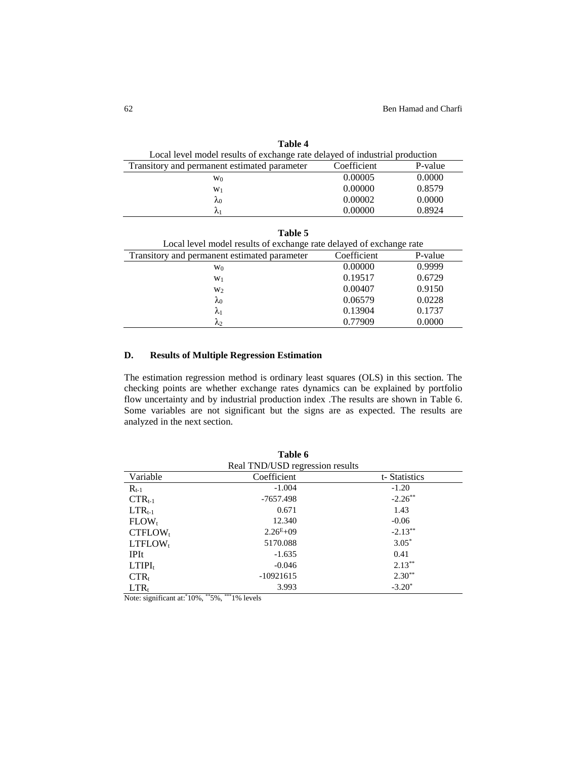**Table 4**

Local level model results of exchange rate delayed of industrial production

| Transitory and permanent estimated parameter | Coefficient | P-value |
|---|---|---|
| $w_0$ | 0.00005 | 0.0000 |
| $w_1$ | 0.00000 | 0.8579 |
| $\lambda_0$ | 0.00002 | 0.0000 |
| $\lambda_1$ | 0.00000 | 0.8924 |

**Table 5**

Local level model results of exchange rate delayed of exchange rate

| Transitory and permanent estimated parameter | Coefficient | P-value |
|---|---|---|
| $w_0$ | 0.00000 | 0.9999 |
| $w_1$ | 0.19517 | 0.6729 |
| $w_2$ | 0.00407 | 0.9150 |
| $\lambda_0$ | 0.06579 | 0.0228 |
| $\lambda_1$ | 0.13904 | 0.1737 |
| $\lambda_2$ | 0.77909 | 0.0000 |

### D. Results of Multiple Regression Estimation

The estimation regression method is ordinary least squares (OLS) in this section. The checking points are whether exchange rates dynamics can be explained by portfolio flow uncertainty and by industrial production index .The results are shown in Table 6. Some variables are not significant but the signs are as expected. The results are analyzed in the next section.

**Table 6**

Real TND/USD regression results

| Variable | Coefficient | t- Statistics |
|---|---|---|
| $R_{t-1}$ | -1.004 | -1.20 |
| $CTR_{t-1}$ | -7657.498 | $-2.26^{**}$ |
| $LTR_{t-1}$ | 0.671 | 1.43 |
| $FLOW_t$ | 12.340 | -0.06 |
| $CTFLOW_t$ | $2.26^{E}+09$ | $-2.13^{**}$ |
| $LTFLOW_t$ | 5170.088 | $3.05^{*}$ |
| IPIt | -1.635 | 0.41 |
| $LTIPI_t$ | -0.046 | $2.13^{**}$ |
| $CTR_t$ | -10921615 | $2.30^{**}$ |
| $LTR_t$ | 3.993 | $-3.20^{*}$ |

Note: significant at: $^{*}$10%, $^{**}$5%, $^{***}$1% levels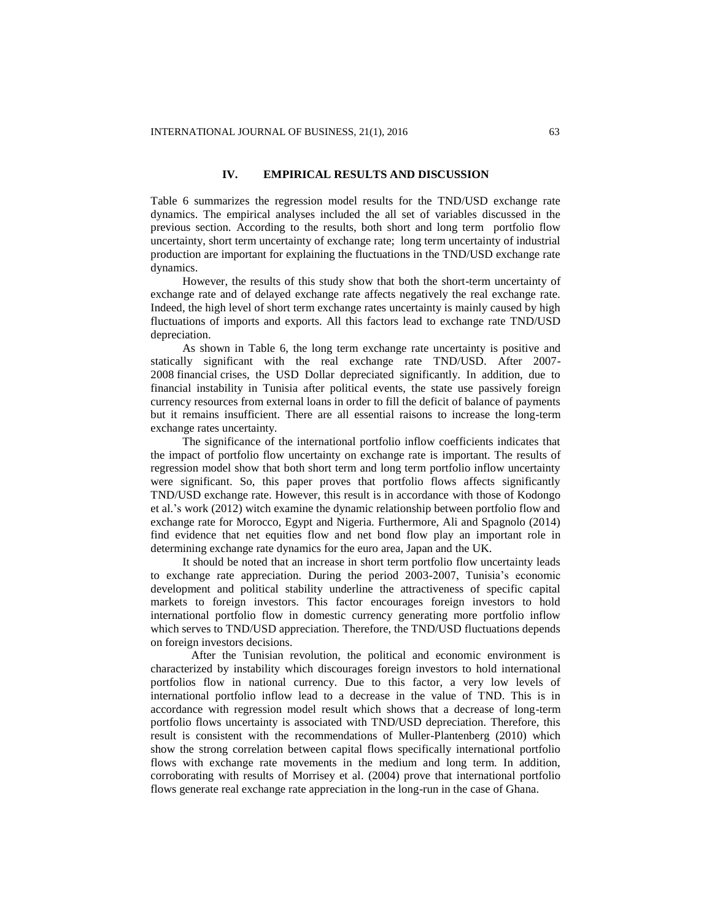## IV. EMPIRICAL RESULTS AND DISCUSSION

Table 6 summarizes the regression model results for the TND/USD exchange rate dynamics. The empirical analyses included the all set of variables discussed in the previous section. According to the results, both short and long term portfolio flow uncertainty, short term uncertainty of exchange rate; long term uncertainty of industrial production are important for explaining the fluctuations in the TND/USD exchange rate dynamics.

However, the results of this study show that both the short-term uncertainty of exchange rate and of delayed exchange rate affects negatively the real exchange rate. Indeed, the high level of short term exchange rates uncertainty is mainly caused by high fluctuations of imports and exports. All this factors lead to exchange rate TND/USD depreciation.

As shown in Table 6, the long term exchange rate uncertainty is positive and statically significant with the real exchange rate TND/USD. After 2007-2008 financial crises, the USD Dollar depreciated significantly. In addition, due to financial instability in Tunisia after political events, the state use passively foreign currency resources from external loans in order to fill the deficit of balance of payments but it remains insufficient. There are all essential raisons to increase the long-term exchange rates uncertainty.

The significance of the international portfolio inflow coefficients indicates that the impact of portfolio flow uncertainty on exchange rate is important. The results of regression model show that both short term and long term portfolio inflow uncertainty were significant. So, this paper proves that portfolio flows affects significantly TND/USD exchange rate. However, this result is in accordance with those of Kodongo et al.'s work (2012) witch examine the dynamic relationship between portfolio flow and exchange rate for Morocco, Egypt and Nigeria. Furthermore, Ali and Spagnolo (2014) find evidence that net equities flow and net bond flow play an important role in determining exchange rate dynamics for the euro area, Japan and the UK.

It should be noted that an increase in short term portfolio flow uncertainty leads to exchange rate appreciation. During the period 2003-2007, Tunisia's economic development and political stability underline the attractiveness of specific capital markets to foreign investors. This factor encourages foreign investors to hold international portfolio flow in domestic currency generating more portfolio inflow which serves to TND/USD appreciation. Therefore, the TND/USD fluctuations depends on foreign investors decisions.

After the Tunisian revolution, the political and economic environment is characterized by instability which discourages foreign investors to hold international portfolios flow in national currency. Due to this factor, a very low levels of international portfolio inflow lead to a decrease in the value of TND. This is in accordance with regression model result which shows that a decrease of long-term portfolio flows uncertainty is associated with TND/USD depreciation. Therefore, this result is consistent with the recommendations of Muller-Plantenberg (2010) which show the strong correlation between capital flows specifically international portfolio flows with exchange rate movements in the medium and long term. In addition, corroborating with results of Morrisey et al. (2004) prove that international portfolio flows generate real exchange rate appreciation in the long-run in the case of Ghana.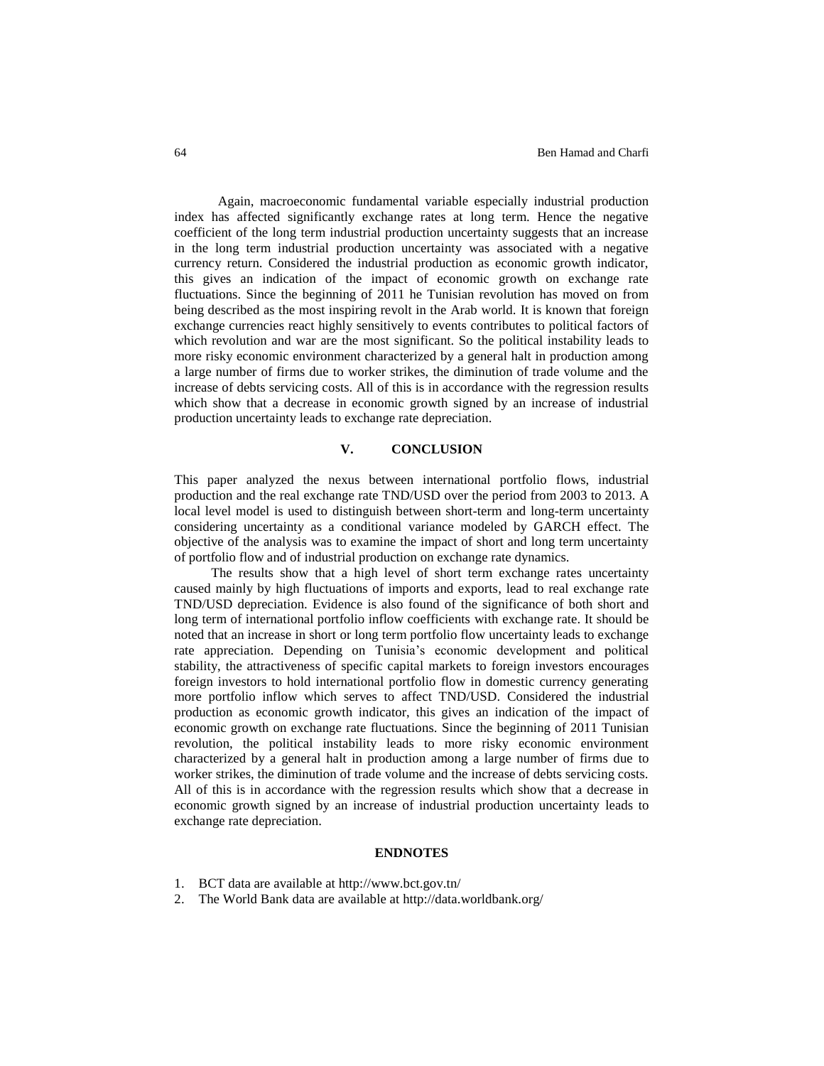Again, macroeconomic fundamental variable especially industrial production index has affected significantly exchange rates at long term. Hence the negative coefficient of the long term industrial production uncertainty suggests that an increase in the long term industrial production uncertainty was associated with a negative currency return. Considered the industrial production as economic growth indicator, this gives an indication of the impact of economic growth on exchange rate fluctuations. Since the beginning of 2011 he Tunisian revolution has moved on from being described as the most inspiring revolt in the Arab world. It is known that foreign exchange currencies react highly sensitively to events contributes to political factors of which revolution and war are the most significant. So the political instability leads to more risky economic environment characterized by a general halt in production among a large number of firms due to worker strikes, the diminution of trade volume and the increase of debts servicing costs. All of this is in accordance with the regression results which show that a decrease in economic growth signed by an increase of industrial production uncertainty leads to exchange rate depreciation.

## V. CONCLUSION

This paper analyzed the nexus between international portfolio flows, industrial production and the real exchange rate TND/USD over the period from 2003 to 2013. A local level model is used to distinguish between short-term and long-term uncertainty considering uncertainty as a conditional variance modeled by GARCH effect. The objective of the analysis was to examine the impact of short and long term uncertainty of portfolio flow and of industrial production on exchange rate dynamics.

The results show that a high level of short term exchange rates uncertainty caused mainly by high fluctuations of imports and exports, lead to real exchange rate TND/USD depreciation. Evidence is also found of the significance of both short and long term of international portfolio inflow coefficients with exchange rate. It should be noted that an increase in short or long term portfolio flow uncertainty leads to exchange rate appreciation. Depending on Tunisia's economic development and political stability, the attractiveness of specific capital markets to foreign investors encourages foreign investors to hold international portfolio flow in domestic currency generating more portfolio inflow which serves to affect TND/USD. Considered the industrial production as economic growth indicator, this gives an indication of the impact of economic growth on exchange rate fluctuations. Since the beginning of 2011 Tunisian revolution, the political instability leads to more risky economic environment characterized by a general halt in production among a large number of firms due to worker strikes, the diminution of trade volume and the increase of debts servicing costs. All of this is in accordance with the regression results which show that a decrease in economic growth signed by an increase of industrial production uncertainty leads to exchange rate depreciation.

## ENDNOTES

1. BCT data are available at http://www.bct.gov.tn/
2. The World Bank data are available at http://data.worldbank.org/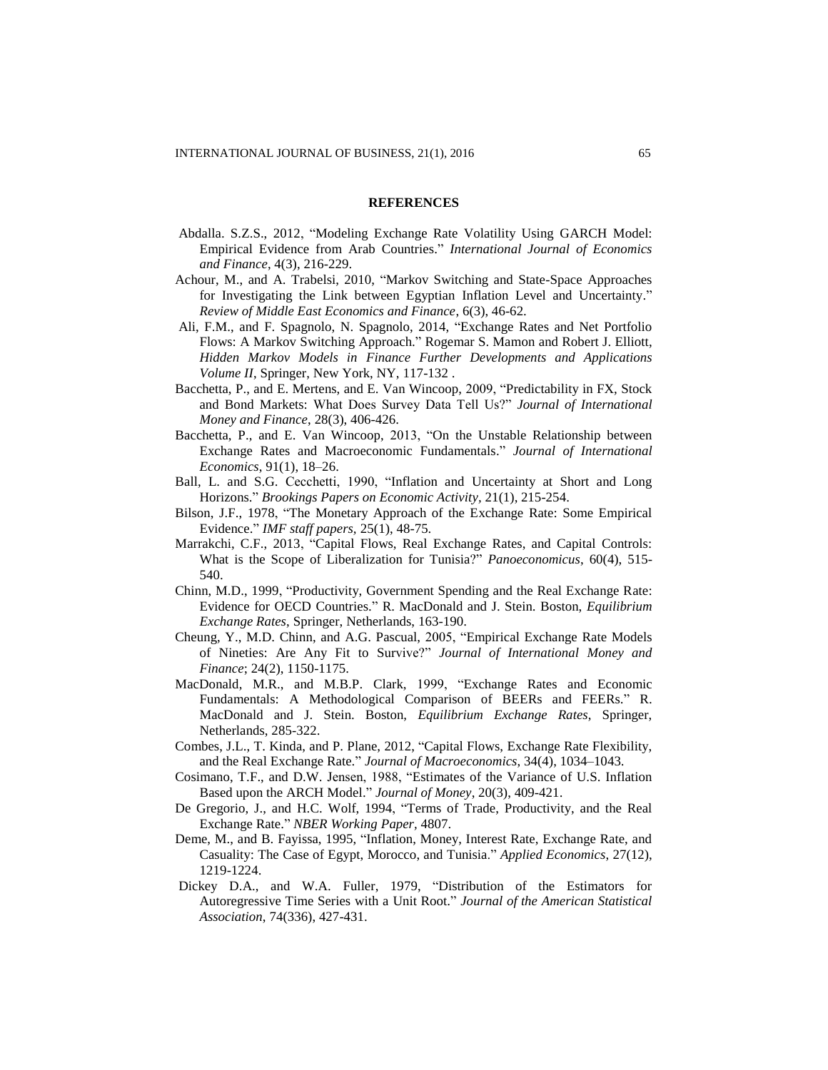## REFERENCES

Abdalla. S.Z.S., 2012, "Modeling Exchange Rate Volatility Using GARCH Model: Empirical Evidence from Arab Countries." *International Journal of Economics and Finance*, 4(3), 216-229.

Achour, M., and A. Trabelsi, 2010, "Markov Switching and State-Space Approaches for Investigating the Link between Egyptian Inflation Level and Uncertainty." *Review of Middle East Economics and Finance*, 6(3), 46-62.

Ali, F.M., and F. Spagnolo, N. Spagnolo, 2014, "Exchange Rates and Net Portfolio Flows: A Markov Switching Approach." Rogemar S. Mamon and Robert J. Elliott, *Hidden Markov Models in Finance Further Developments and Applications Volume II*, Springer, New York, NY, 117-132 .

Bacchetta, P., and E. Mertens, and E. Van Wincoop, 2009, "Predictability in FX, Stock and Bond Markets: What Does Survey Data Tell Us?" *Journal of International Money and Finance*, 28(3), 406-426.

Bacchetta, P., and E. Van Wincoop, 2013, "On the Unstable Relationship between Exchange Rates and Macroeconomic Fundamentals." *Journal of International Economics*, 91(1), 18–26.

Ball, L. and S.G. Cecchetti, 1990, "Inflation and Uncertainty at Short and Long Horizons." *Brookings Papers on Economic Activity*, 21(1), 215-254.

Bilson, J.F., 1978, "The Monetary Approach of the Exchange Rate: Some Empirical Evidence." *IMF staff papers*, 25(1), 48-75.

Marrakchi, C.F., 2013, "Capital Flows, Real Exchange Rates, and Capital Controls: What is the Scope of Liberalization for Tunisia?" *Panoeconomicus*, 60(4), 515-540.

Chinn, M.D., 1999, "Productivity, Government Spending and the Real Exchange Rate: Evidence for OECD Countries." R. MacDonald and J. Stein. Boston, *Equilibrium Exchange Rates*, Springer, Netherlands, 163-190.

Cheung, Y., M.D. Chinn, and A.G. Pascual, 2005, "Empirical Exchange Rate Models of Nineties: Are Any Fit to Survive?" *Journal of International Money and Finance*; 24(2), 1150-1175.

MacDonald, M.R., and M.B.P. Clark, 1999, "Exchange Rates and Economic Fundamentals: A Methodological Comparison of BEERs and FEERs." R. MacDonald and J. Stein. Boston, *Equilibrium Exchange Rates*, Springer, Netherlands, 285-322.

Combes, J.L., T. Kinda, and P. Plane, 2012, "Capital Flows, Exchange Rate Flexibility, and the Real Exchange Rate." *Journal of Macroeconomics*, 34(4), 1034–1043.

Cosimano, T.F., and D.W. Jensen, 1988, "Estimates of the Variance of U.S. Inflation Based upon the ARCH Model." *Journal of Money*, 20(3), 409-421.

De Gregorio, J., and H.C. Wolf, 1994, "Terms of Trade, Productivity, and the Real Exchange Rate." *NBER Working Paper*, 4807.

Deme, M., and B. Fayissa, 1995, "Inflation, Money, Interest Rate, Exchange Rate, and Casuality: The Case of Egypt, Morocco, and Tunisia." *Applied Economics*, 27(12), 1219-1224.

Dickey D.A., and W.A. Fuller, 1979, "Distribution of the Estimators for Autoregressive Time Series with a Unit Root." *Journal of the American Statistical Association*, 74(336), 427-431.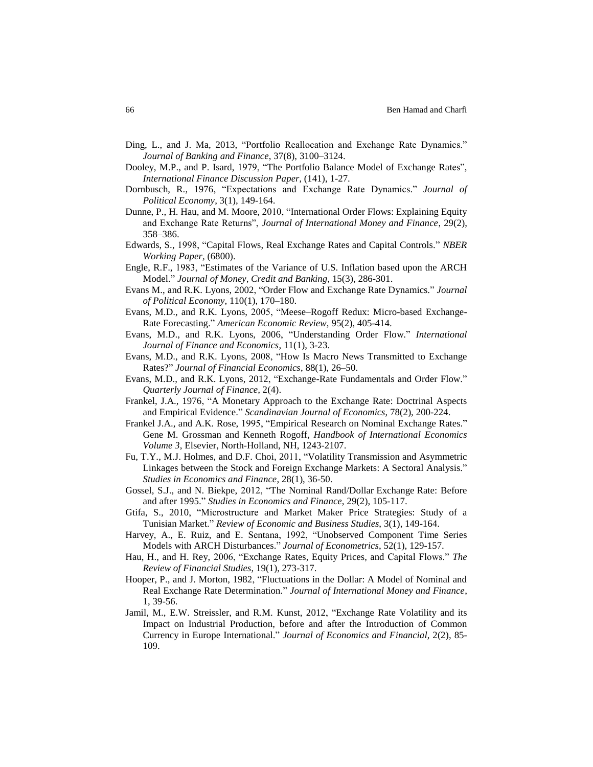Ding, L., and J. Ma, 2013, "Portfolio Reallocation and Exchange Rate Dynamics." *Journal of Banking and Finance*, 37(8), 3100–3124.

Dooley, M.P., and P. Isard, 1979, "The Portfolio Balance Model of Exchange Rates", *International Finance Discussion Paper*, (141), 1-27.

Dornbusch, R., 1976, "Expectations and Exchange Rate Dynamics." *Journal of Political Economy*, 3(1), 149-164.

Dunne, P., H. Hau, and M. Moore, 2010, "International Order Flows: Explaining Equity and Exchange Rate Returns", *Journal of International Money and Finance*, 29(2), 358–386.

Edwards, S., 1998, "Capital Flows, Real Exchange Rates and Capital Controls." *NBER Working Paper,* (6800).

Engle, R.F., 1983, "Estimates of the Variance of U.S. Inflation based upon the ARCH Model." *Journal of Money, Credit and Banking*, 15(3), 286-301.

Evans M., and R.K. Lyons, 2002, "Order Flow and Exchange Rate Dynamics." *Journal of Political Economy*, 110(1), 170–180.

Evans, M.D., and R.K. Lyons, 2005, "Meese–Rogoff Redux: Micro-based Exchange-Rate Forecasting." *American Economic Review*, 95(2), 405-414.

Evans, M.D., and R.K. Lyons, 2006, "Understanding Order Flow." *International Journal of Finance and Economics*, 11(1), 3-23.

Evans, M.D., and R.K. Lyons, 2008, "How Is Macro News Transmitted to Exchange Rates?" *Journal of Financial Economics*, 88(1), 26–50.

Evans, M.D., and R.K. Lyons, 2012, "Exchange-Rate Fundamentals and Order Flow." *Quarterly Journal of Finance,* 2(4).

Frankel, J.A., 1976, "A Monetary Approach to the Exchange Rate: Doctrinal Aspects and Empirical Evidence." *Scandinavian Journal of Economics*, 78(2), 200-224.

Frankel J.A., and A.K. Rose, 1995, "Empirical Research on Nominal Exchange Rates." Gene M. Grossman and Kenneth Rogoff, *Handbook of International Economics Volume 3*, Elsevier, North-Holland, NH, 1243-2107.

Fu, T.Y., M.J. Holmes, and D.F. Choi, 2011, "Volatility Transmission and Asymmetric Linkages between the Stock and Foreign Exchange Markets: A Sectoral Analysis." *Studies in Economics and Finance*, 28(1), 36-50.

Gossel, S.J., and N. Biekpe, 2012, "The Nominal Rand/Dollar Exchange Rate: Before and after 1995." *Studies in Economics and Finance*, 29(2), 105-117.

Gtifa, S., 2010, "Microstructure and Market Maker Price Strategies: Study of a Tunisian Market." *Review of Economic and Business Studies*, 3(1), 149-164.

Harvey, A., E. Ruiz, and E. Sentana, 1992, "Unobserved Component Time Series Models with ARCH Disturbances." *Journal of Econometrics*, 52(1), 129-157.

Hau, H., and H. Rey, 2006, "Exchange Rates, Equity Prices, and Capital Flows." *The Review of Financial Studies*, 19(1), 273-317.

Hooper, P., and J. Morton, 1982, "Fluctuations in the Dollar: A Model of Nominal and Real Exchange Rate Determination." *Journal of International Money and Finance*, 1, 39-56.

Jamil, M., E.W. Streissler, and R.M. Kunst, 2012, "Exchange Rate Volatility and its Impact on Industrial Production, before and after the Introduction of Common Currency in Europe International." *Journal of Economics and Financial*, 2(2), 85-109.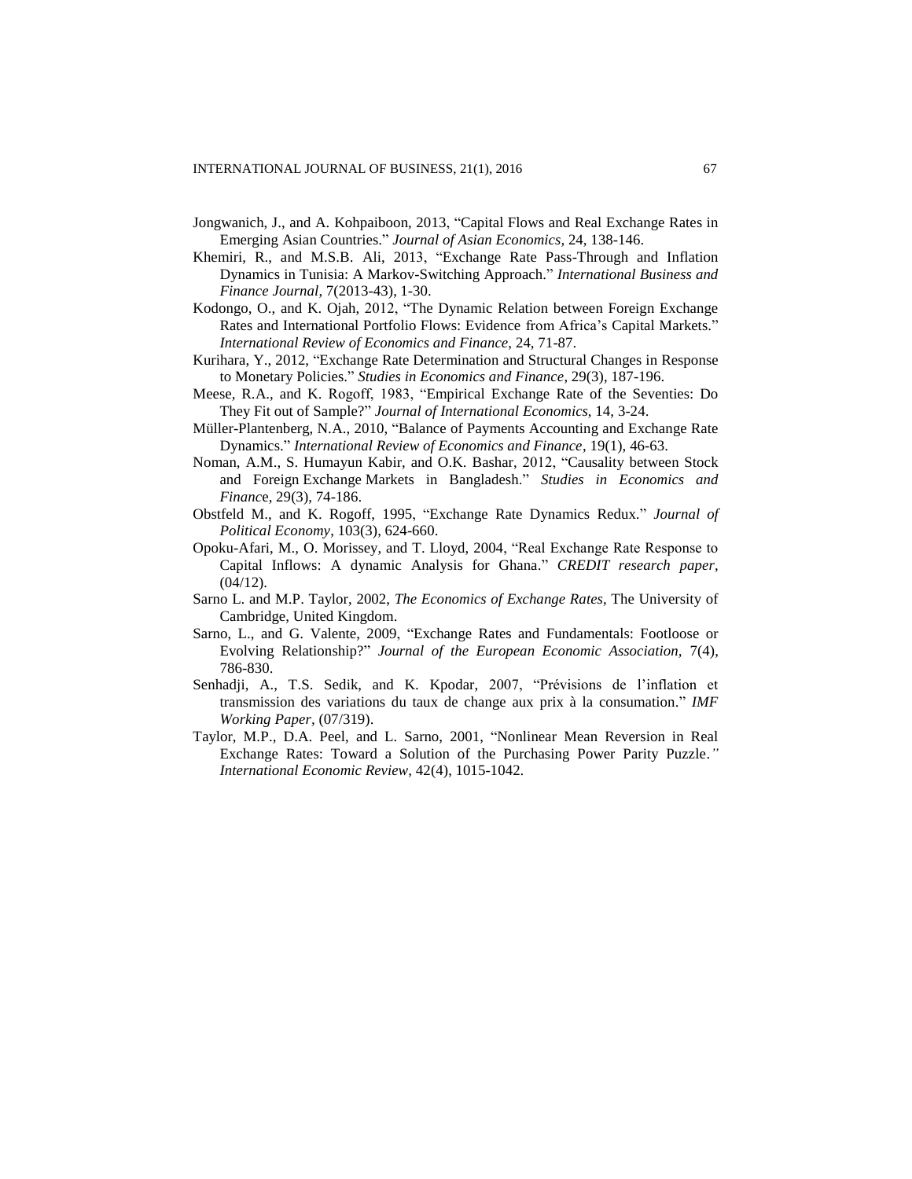Jongwanich, J., and A. Kohpaiboon, 2013, "Capital Flows and Real Exchange Rates in Emerging Asian Countries." *Journal of Asian Economics,* 24, 138-146.

Khemiri, R., and M.S.B. Ali, 2013, "Exchange Rate Pass-Through and Inflation Dynamics in Tunisia: A Markov-Switching Approach." *International Business and Finance Journal*, 7(2013-43), 1-30.

Kodongo, O., and K. Ojah, 2012, "The Dynamic Relation between Foreign Exchange Rates and International Portfolio Flows: Evidence from Africa's Capital Markets." *International Review of Economics and Finance*, 24, 71-87.

Kurihara, Y., 2012, "Exchange Rate Determination and Structural Changes in Response to Monetary Policies." *Studies in Economics and Finance*, 29(3), 187-196.

Meese, R.A., and K. Rogoff, 1983, "Empirical Exchange Rate of the Seventies: Do They Fit out of Sample?" *Journal of International Economics*, 14, 3-24.

Müller-Plantenberg, N.A., 2010, "Balance of Payments Accounting and Exchange Rate Dynamics." *International Review of Economics and Finance*, 19(1), 46-63.

Noman, A.M., S. Humayun Kabir, and O.K. Bashar, 2012, "Causality between Stock and Foreign Exchange Markets in Bangladesh." *Studies in Economics and Financ*e, 29(3), 74-186.

Obstfeld M., and K. Rogoff, 1995, "Exchange Rate Dynamics Redux." *Journal of Political Economy*, 103(3), 624-660.

Opoku-Afari, M., O. Morissey, and T. Lloyd, 2004, "Real Exchange Rate Response to Capital Inflows: A dynamic Analysis for Ghana." *CREDIT research paper*, (04/12).

Sarno L. and M.P. Taylor, 2002, *The Economics of Exchange Rates*, The University of Cambridge, United Kingdom.

Sarno, L., and G. Valente, 2009, "Exchange Rates and Fundamentals: Footloose or Evolving Relationship?" *Journal of the European Economic Association,* 7(4), 786-830.

Senhadji, A., T.S. Sedik, and K. Kpodar, 2007, "Prévisions de l'inflation et transmission des variations du taux de change aux prix à la consumation." *IMF Working Paper,* (07/319).

Taylor, M.P., D.A. Peel, and L. Sarno, 2001, "Nonlinear Mean Reversion in Real Exchange Rates: Toward a Solution of the Purchasing Power Parity Puzzle." *International Economic Review*, 42(4), 1015-1042.